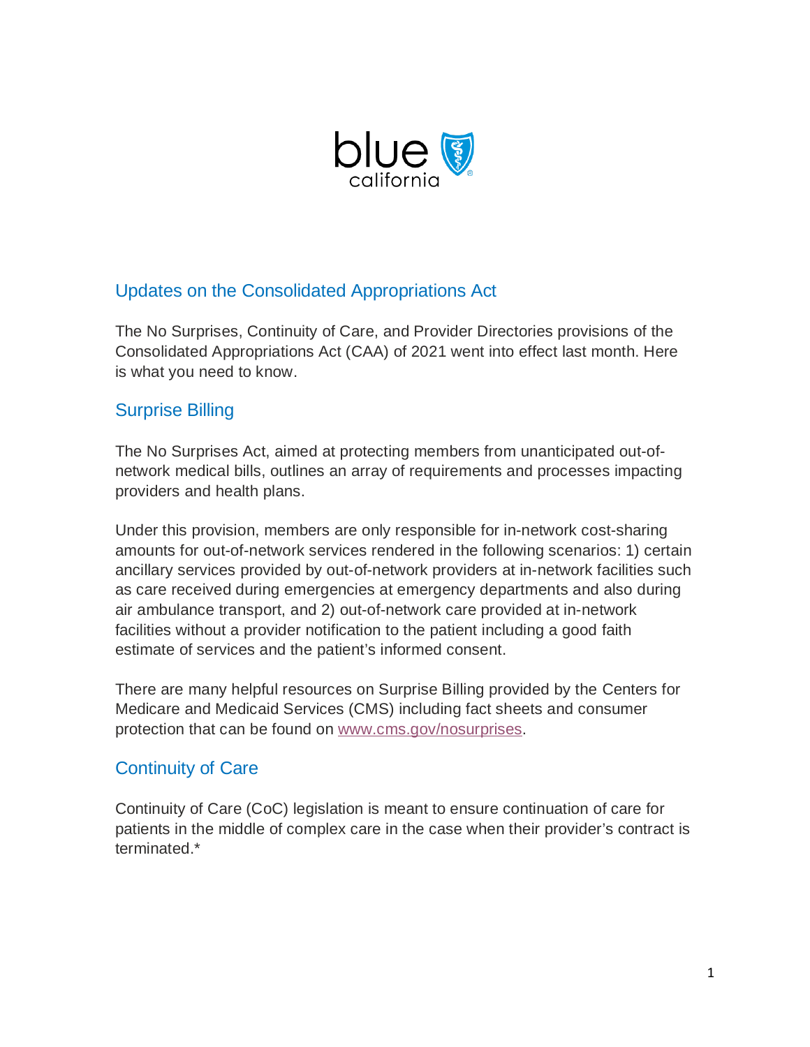## Updates on the Consolidated Appropriations Act

The No Surprises, Continuity of Care, and Provider Directories provisions of the Consolidated Appropriations Act (CAA) of 2021 went into effect last month. Here is what you need to know.

## Surprise Billing

The No Surprises Act, aimed at protecting members from unanticipated out-of-network medical bills, outlines an array of requirements and processes impacting providers and health plans.

Under this provision, members are only responsible for in-network cost-sharing amounts for out-of-network services rendered in the following scenarios: 1) certain ancillary services provided by out-of-network providers at in-network facilities such as care received during emergencies at emergency departments and also during air ambulance transport, and 2) out-of-network care provided at in-network facilities without a provider notification to the patient including a good faith estimate of services and the patient's informed consent.

There are many helpful resources on Surprise Billing provided by the Centers for Medicare and Medicaid Services (CMS) including fact sheets and consumer protection that can be found on [www.cms.gov/nosurprises](www.cms.gov/nosurprises).

## Continuity of Care

Continuity of Care (CoC) legislation is meant to ensure continuation of care for patients in the middle of complex care in the case when their provider's contract is terminated.*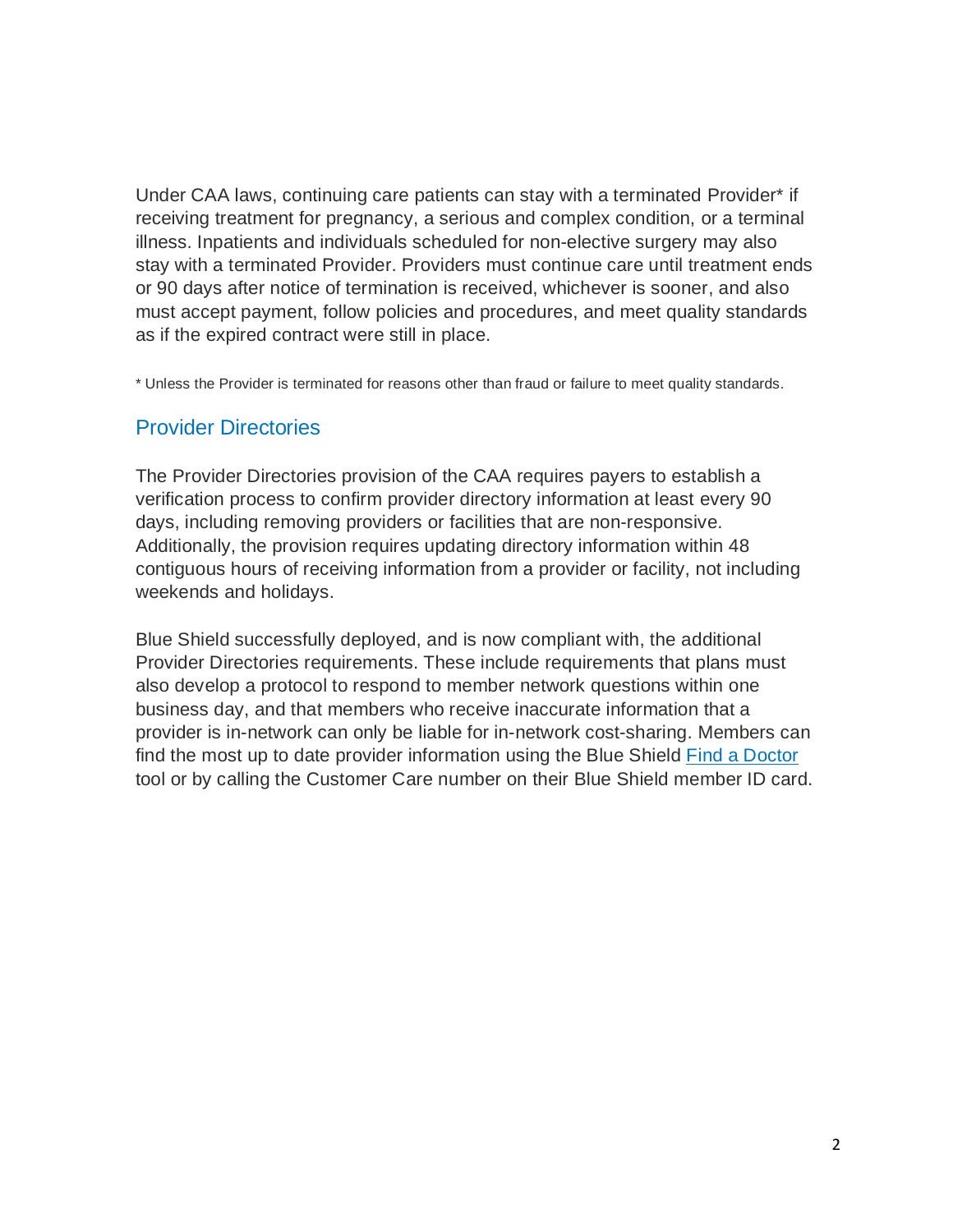Under CAA laws, continuing care patients can stay with a terminated Provider* if receiving treatment for pregnancy, a serious and complex condition, or a terminal illness. Inpatients and individuals scheduled for non-elective surgery may also stay with a terminated Provider. Providers must continue care until treatment ends or 90 days after notice of termination is received, whichever is sooner, and also must accept payment, follow policies and procedures, and meet quality standards as if the expired contract were still in place.

* Unless the Provider is terminated for reasons other than fraud or failure to meet quality standards.

## Provider Directories

The Provider Directories provision of the CAA requires payers to establish a verification process to confirm provider directory information at least every 90 days, including removing providers or facilities that are non-responsive. Additionally, the provision requires updating directory information within 48 contiguous hours of receiving information from a provider or facility, not including weekends and holidays.

Blue Shield successfully deployed, and is now compliant with, the additional Provider Directories requirements. These include requirements that plans must also develop a protocol to respond to member network questions within one business day, and that members who receive inaccurate information that a provider is in-network can only be liable for in-network cost-sharing. Members can find the most up to date provider information using the Blue Shield Find a Doctor tool or by calling the Customer Care number on their Blue Shield member ID card.